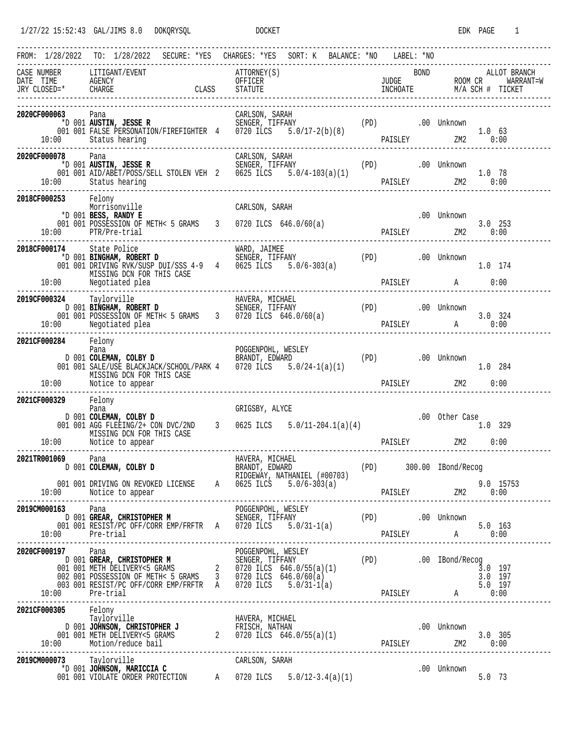```
1/27/22 15:52:43  GAL/JIMS 8.0   DOKQRYSQL              DOCKET                                              EDK  PAGE    1

---------------------------------------------------------------------------------------------------------------------------
FROM: 1/28/2022  TO: 1/28/2022  SECURE: *YES  CHARGES: *YES  SORT: K  BALANCE: *NO   LABEL: *NO
---------------------------------------------------------------------------------------------------------------------------
CASE NUMBER      LITIGANT/EVENT                       ATTORNEY(S)                               BOND              ALLOT BRANCH
DATE  TIME       AGENCY                               OFFICER                          JUDGE                   ROOM CR      WARRANT=W
JRY CLOSED=*     CHARGE                      CLASS    STATUTE                          INCHOATE                M/A SCH #  TICKET
---------------------------------------------------------------------------------------------------------------------------

2020CF000063     Pana                                 CARLSON, SARAH
              *D 001 AUSTIN, JESSE R                  SENGER, TIFFANY            (PD)          .00 Unknown
             001 001 FALSE PERSONATION/FIREFIGHTER  4   0720 ILCS   5.0/17-2(b)(8)                                 1.0  63
      10:00      Status hearing                                                           PAISLEY          ZM2       0:00
---------------------------------------------------------------------------------------------------------------------------
2020CF000078     Pana                                 CARLSON, SARAH
              *D 001 AUSTIN, JESSE R                  SENGER, TIFFANY            (PD)          .00 Unknown
             001 001 AID/ABET/POSS/SELL STOLEN VEH  2   0625 ILCS   5.0/4-103(a)(1)                                1.0  78
      10:00      Status hearing                                                           PAISLEY          ZM2       0:00
---------------------------------------------------------------------------------------------------------------------------
2018CF000253     Felony
                 Morrisonville                        CARLSON, SARAH
              *D 001 BESS, RANDY E                                                                     .00 Unknown
             001 001 POSSESSION OF METH< 5 GRAMS    3   0720 ILCS  646.0/60(a)                                         3.0  253
      10:00      PTR/Pre-trial                                                            PAISLEY          ZM2       0:00
---------------------------------------------------------------------------------------------------------------------------
2018CF000174     State Police                         WARD, JAIMEE
              *D 001 BINGHAM, ROBERT D                SENGER, TIFFANY            (PD)          .00 Unknown
             001 001 DRIVING RVK/SUSP DUI/SSS 4-9   4   0625 ILCS   5.0/6-303(a)                                       1.0  174
                 MISSING DCN FOR THIS CASE
      10:00      Negotiated plea                                                          PAISLEY          A         0:00
---------------------------------------------------------------------------------------------------------------------------
2019CF000324     Taylorville                          HAVERA, MICHAEL
               D 001 BINGHAM, ROBERT D                SENGER, TIFFANY            (PD)          .00 Unknown
             001 001 POSSESSION OF METH< 5 GRAMS    3   0720 ILCS  646.0/60(a)                                         3.0  324
      10:00      Negotiated plea                                                          PAISLEY          A         0:00
---------------------------------------------------------------------------------------------------------------------------
2021CF000284     Felony
                 Pana                                 POGGENPOHL, WESLEY
               D 001 COLEMAN, COLBY D                 BRANDT, EDWARD             (PD)          .00 Unknown
             001 001 SALE/USE BLACKJACK/SCHOOL/PARK 4   0720 ILCS   5.0/24-1(a)(1)                                     1.0  284
                 MISSING DCN FOR THIS CASE
      10:00      Notice to appear                                                         PAISLEY          ZM2       0:00
---------------------------------------------------------------------------------------------------------------------------
2021CF000329     Felony
                 Pana                                 GRIGSBY, ALYCE
               D 001 COLEMAN, COLBY D                                                                  .00 Other Case
             001 001 AGG FLEEING/2+ CON DVC/2ND     3   0625 ILCS   5.0/11-204.1(a)(4)                                 1.0  329
                 MISSING DCN FOR THIS CASE
      10:00      Notice to appear                                                         PAISLEY          ZM2       0:00
---------------------------------------------------------------------------------------------------------------------------
2021TR001069     Pana                                 HAVERA, MICHAEL
               D 001 COLEMAN, COLBY D                 BRANDT, EDWARD             (PD)       300.00 IBond/Recog
                                                      RIDGEWAY, NATHANIEL (#00703)
             001 001 DRIVING ON REVOKED LICENSE     A   0625 ILCS   5.0/6-303(a)                                       9.0  15753
      10:00      Notice to appear                                                         PAISLEY          ZM2       0:00
---------------------------------------------------------------------------------------------------------------------------
2019CM000163     Pana                                 POGGENPOHL, WESLEY
               D 001 GREAR, CHRISTOPHER M             SENGER, TIFFANY            (PD)          .00 Unknown
             001 001 RESIST/PC OFF/CORR EMP/FRFTR   A   0720 ILCS   5.0/31-1(a)                                        5.0  163
      10:00      Pre-trial                                                                PAISLEY          A         0:00
---------------------------------------------------------------------------------------------------------------------------
2020CF000197     Pana                                 POGGENPOHL, WESLEY
               D 001 GREAR, CHRISTOPHER M             SENGER, TIFFANY            (PD)          .00 IBond/Recog
             001 001 METH DELIVERY<5 GRAMS          2   0720 ILCS  646.0/55(a)(1)                                      3.0  197
             002 001 POSSESSION OF METH< 5 GRAMS    3   0720 ILCS  646.0/60(a)                                         3.0  197
             003 001 RESIST/PC OFF/CORR EMP/FRFTR   A   0720 ILCS   5.0/31-1(a)                                        5.0  197
      10:00      Pre-trial                                                                PAISLEY          A         0:00
---------------------------------------------------------------------------------------------------------------------------
2021CF000305     Felony
                 Taylorville                          HAVERA, MICHAEL
               D 001 JOHNSON, CHRISTOPHER J           FRISCH, NATHAN                                   .00 Unknown
             001 001 METH DELIVERY<5 GRAMS          2   0720 ILCS  646.0/55(a)(1)                                      3.0  305
      10:00      Motion/reduce bail                                                       PAISLEY          ZM2       0:00
---------------------------------------------------------------------------------------------------------------------------
2019CM000073     Taylorville                          CARLSON, SARAH
              *D 001 JOHNSON, MARICCIA C                                                               .00 Unknown
             001 001 VIOLATE ORDER PROTECTION       A   0720 ILCS   5.0/12-3.4(a)(1)                                   5.0  73
```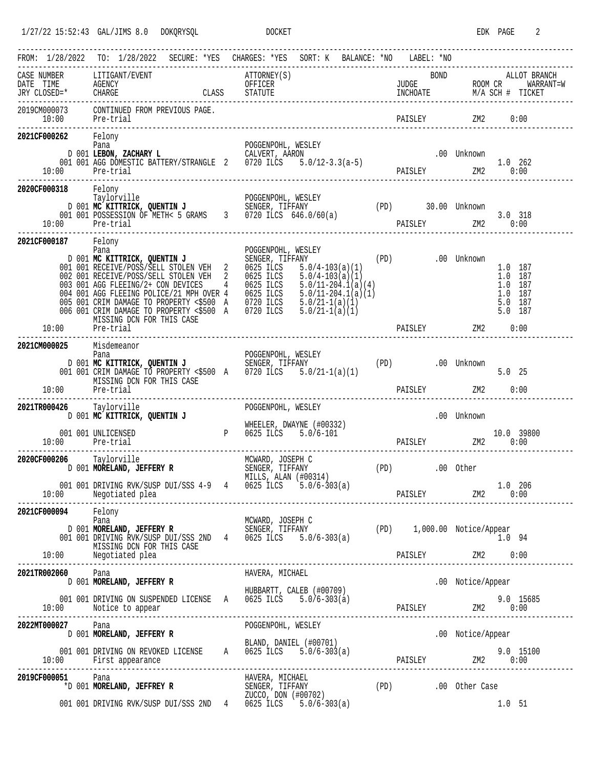FROM: 1/28/2022 TO: 1/28/2022 SECURE: *YES CHARGES: *YES SORT: K BALANCE: *NO LABEL: *NO

```
CASE NUMBER    LITIGANT/EVENT                          ATTORNEY(S)                                    BOND                 ALLOT BRANCH
DATE  TIME     AGENCY                                  OFFICER                          JUDGE                      ROOM CR      WARRANT=W
JRY CLOSED=*   CHARGE                         CLASS    STATUTE                          INCHOATE                   M/A SCH #  TICKET

2019CM000073   CONTINUED FROM PREVIOUS PAGE.
      10:00    Pre-trial                                                                PAISLEY          ZM2     0:00

2021CF000262   Felony
               Pana                                    POGGENPOHL, WESLEY
     D 001 LEBON, ZACHARY L                            CALVERT, AARON                              .00 Unknown
     001 001 AGG DOMESTIC BATTERY/STRANGLE  2          0720 ILCS   5.0/12-3.3(a-5)                                  1.0  262
      10:00    Pre-trial                                                                PAISLEY          ZM2     0:00

2020CF000318   Felony
               Taylorville                             POGGENPOHL, WESLEY
     D 001 MC KITTRICK, QUENTIN J                      SENGER, TIFFANY              (PD)         30.00 Unknown
     001 001 POSSESSION OF METH< 5 GRAMS    3          0720 ILCS  646.0/60(a)                                           3.0  318
      10:00    Pre-trial                                                                PAISLEY          ZM2     0:00

2021CF000187   Felony
               Pana                                    POGGENPOHL, WESLEY
     D 001 MC KITTRICK, QUENTIN J                      SENGER, TIFFANY              (PD)           .00 Unknown
     001 001 RECEIVE/POSS/SELL STOLEN VEH   2          0625 ILCS   5.0/4-103(a)(1)                                   1.0  187
     002 001 RECEIVE/POSS/SELL STOLEN VEH   2          0625 ILCS   5.0/4-103(a)(1)                                   1.0  187
     003 001 AGG FLEEING/2+ CON DEVICES     4          0625 ILCS   5.0/11-204.1(a)(4)                                1.0  187
     004 001 AGG FLEEING POLICE/21 MPH OVER 4          0625 ILCS   5.0/11-204.1(a)(1)                                1.0  187
     005 001 CRIM DAMAGE TO PROPERTY <$500  A          0720 ILCS   5.0/21-1(a)(1)                                    5.0  187
     006 001 CRIM DAMAGE TO PROPERTY <$500  A          0720 ILCS   5.0/21-1(a)(1)                                    5.0  187
               MISSING DCN FOR THIS CASE
      10:00    Pre-trial                                                                PAISLEY          ZM2     0:00

2021CM000025   Misdemeanor
               Pana                                    POGGENPOHL, WESLEY
     D 001 MC KITTRICK, QUENTIN J                      SENGER, TIFFANY              (PD)           .00 Unknown
     001 001 CRIM DAMAGE TO PROPERTY <$500  A          0720 ILCS   5.0/21-1(a)(1)                                    5.0  25
               MISSING DCN FOR THIS CASE
      10:00    Pre-trial                                                                PAISLEY          ZM2     0:00

2021TR000426   Taylorville                             POGGENPOHL, WESLEY
     D 001 MC KITTRICK, QUENTIN J                                                                  .00 Unknown
                                                       WHEELER, DWAYNE (#00332)
     001 001 UNLICENSED                     P          0625 ILCS   5.0/6-101                                        10.0  39800
      10:00    Pre-trial                                                                PAISLEY          ZM2     0:00

2020CF000206   Taylorville                             MCWARD, JOSEPH C
     D 001 MORELAND, JEFFERY R                         SENGER, TIFFANY              (PD)           .00 Other
                                                       MILLS, ALAN (#00314)
     001 001 DRIVING RVK/SUSP DUI/SSS 4-9   4          0625 ILCS   5.0/6-303(a)                                      1.0  206
      10:00    Negotiated plea                                                          PAISLEY          ZM2     0:00

2021CF000094   Felony
               Pana                                    MCWARD, JOSEPH C
     D 001 MORELAND, JEFFERY R                         SENGER, TIFFANY              (PD)    1,000.00 Notice/Appear
     001 001 DRIVING RVK/SUSP DUI/SSS 2ND   4          0625 ILCS   5.0/6-303(a)                                      1.0  94
               MISSING DCN FOR THIS CASE
      10:00    Negotiated plea                                                          PAISLEY          ZM2     0:00

2021TR002060   Pana                                    HAVERA, MICHAEL
     D 001 MORELAND, JEFFERY R                                                                     .00 Notice/Appear
                                                       HUBBARTT, CALEB (#00709)
     001 001 DRIVING ON SUSPENDED LICENSE   A          0625 ILCS   5.0/6-303(a)                                      9.0  15685
      10:00    Notice to appear                                                         PAISLEY          ZM2     0:00

2022MT000027   Pana                                    POGGENPOHL, WESLEY
     D 001 MORELAND, JEFFERY R                                                                     .00 Notice/Appear
                                                       BLAND, DANIEL (#00701)
     001 001 DRIVING ON REVOKED LICENSE     A          0625 ILCS   5.0/6-303(a)                                      9.0  15100
      10:00    First appearance                                                         PAISLEY          ZM2     0:00

2019CF000051   Pana                                    HAVERA, MICHAEL
    *D 001 MORELAND, JEFFREY R                         SENGER, TIFFANY              (PD)           .00 Other Case
                                                       ZUCCO, DON (#00702)
     001 001 DRIVING RVK/SUSP DUI/SSS 2ND   4          0625 ILCS   5.0/6-303(a)                                      1.0  51
```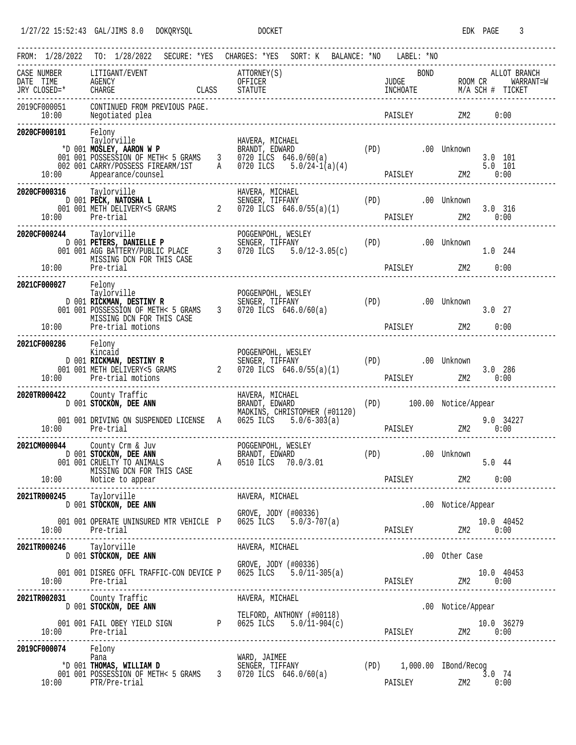FROM: 1/28/2022 TO: 1/28/2022 SECURE: *YES CHARGES: *YES SORT: K BALANCE: *NO LABEL: *NO

```
CASE NUMBER     LITIGANT/EVENT                          ATTORNEY(S)                              BOND           ALLOT BRANCH
DATE  TIME      AGENCY                                  OFFICER                       JUDGE              ROOM CR    WARRANT=W
JRY CLOSED=*    CHARGE                    CLASS         STATUTE                       INCHOATE           M/A SCH #  TICKET
---------------------------------------------------------------------------------------------------------------------------
2019CF000051    CONTINUED FROM PREVIOUS PAGE.
     10:00      Negotiated plea                                                       PAISLEY            ZM2      0:00
---------------------------------------------------------------------------------------------------------------------------
2020CF000101    Felony
                Taylorville                             HAVERA, MICHAEL
             *D 001 MOSLEY, AARON W P                   BRANDT, EDWARD           (PD)          .00 Unknown
              001 001 POSSESSION OF METH< 5 GRAMS   3   0720 ILCS  646.0/60(a)                                  3.0  101
              002 001 CARRY/POSSESS FIREARM/1ST     A   0720 ILCS    5.0/24-1(a)(4)                             5.0  101
     10:00      Appearance/counsel                                                    PAISLEY            ZM2      0:00
---------------------------------------------------------------------------------------------------------------------------
2020CF000316    Taylorville                             HAVERA, MICHAEL
              D 001 PECK, NATOSHA L                     SENGER, TIFFANY          (PD)          .00 Unknown
              001 001 METH DELIVERY<5 GRAMS         2   0720 ILCS  646.0/55(a)(1)                               3.0  316
     10:00      Pre-trial                                                             PAISLEY            ZM2      0:00
---------------------------------------------------------------------------------------------------------------------------
2020CF000244    Taylorville                             POGGENPOHL, WESLEY
              D 001 PETERS, DANIELLE P                  SENGER, TIFFANY          (PD)          .00 Unknown
              001 001 AGG BATTERY/PUBLIC PLACE      3   0720 ILCS    5.0/12-3.05(c)                             1.0  244
                  MISSING DCN FOR THIS CASE
     10:00      Pre-trial                                                             PAISLEY            ZM2      0:00
---------------------------------------------------------------------------------------------------------------------------
2021CF000027    Felony
                Taylorville                             POGGENPOHL, WESLEY
              D 001 RICKMAN, DESTINY R                  SENGER, TIFFANY          (PD)          .00 Unknown
              001 001 POSSESSION OF METH< 5 GRAMS   3   0720 ILCS  646.0/60(a)                                  3.0  27
                  MISSING DCN FOR THIS CASE
     10:00      Pre-trial motions                                                     PAISLEY            ZM2      0:00
---------------------------------------------------------------------------------------------------------------------------
2021CF000286    Felony
                Kincaid                                 POGGENPOHL, WESLEY
              D 001 RICKMAN, DESTINY R                  SENGER, TIFFANY          (PD)          .00 Unknown
              001 001 METH DELIVERY<5 GRAMS         2   0720 ILCS  646.0/55(a)(1)                               3.0  286
     10:00      Pre-trial motions                                                     PAISLEY            ZM2      0:00
---------------------------------------------------------------------------------------------------------------------------
2020TR000422    County Traffic                          HAVERA, MICHAEL
              D 001 STOCKON, DEE ANN                    BRANDT, EDWARD           (PD)       100.00 Notice/Appear
                                                        MADKINS, CHRISTOPHER (#01120)
              001 001 DRIVING ON SUSPENDED LICENSE  A   0625 ILCS    5.0/6-303(a)                               9.0  34227
     10:00      Pre-trial                                                             PAISLEY            ZM2      0:00
---------------------------------------------------------------------------------------------------------------------------
2021CM000044    County Crm & Juv                        POGGENPOHL, WESLEY
              D 001 STOCKON, DEE ANN                    BRANDT, EDWARD           (PD)          .00 Unknown
              001 001 CRUELTY TO ANIMALS            A   0510 ILCS   70.0/3.01                                   5.0  44
                  MISSING DCN FOR THIS CASE
     10:00      Notice to appear                                                      PAISLEY            ZM2      0:00
---------------------------------------------------------------------------------------------------------------------------
2021TR000245    Taylorville                             HAVERA, MICHAEL
              D 001 STOCKON, DEE ANN                                                               .00 Notice/Appear
                                                        GROVE, JODY (#00336)
              001 001 OPERATE UNINSURED MTR VEHICLE P   0625 ILCS    5.0/3-707(a)                               10.0  40452
     10:00      Pre-trial                                                             PAISLEY            ZM2      0:00
---------------------------------------------------------------------------------------------------------------------------
2021TR000246    Taylorville                             HAVERA, MICHAEL
              D 001 STOCKON, DEE ANN                                                               .00 Other Case
                                                        GROVE, JODY (#00336)
              001 001 DISREG OFFL TRAFFIC-CON DEVICE P  0625 ILCS    5.0/11-305(a)                              10.0  40453
     10:00      Pre-trial                                                             PAISLEY            ZM2      0:00
---------------------------------------------------------------------------------------------------------------------------
2021TR002031    County Traffic                          HAVERA, MICHAEL
              D 001 STOCKON, DEE ANN                                                               .00 Notice/Appear
                                                        TELFORD, ANTHONY (#00118)
              001 001 FAIL OBEY YIELD SIGN          P   0625 ILCS    5.0/11-904(c)                              10.0  36279
     10:00      Pre-trial                                                             PAISLEY            ZM2      0:00
---------------------------------------------------------------------------------------------------------------------------
2019CF000074    Felony
                Pana                                    WARD, JAIMEE
             *D 001 THOMAS, WILLIAM D                   SENGER, TIFFANY          (PD)     1,000.00 IBond/Recog
              001 001 POSSESSION OF METH< 5 GRAMS   3   0720 ILCS  646.0/60(a)                                  3.0  74
     10:00      PTR/Pre-trial                                                         PAISLEY            ZM2      0:00
```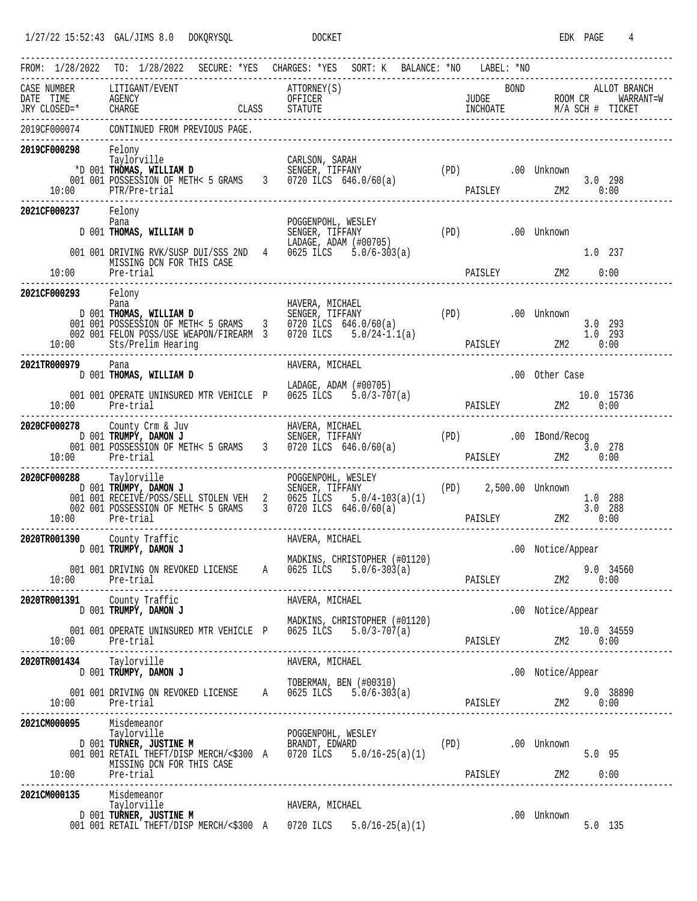```
FROM: 1/28/2022  TO: 1/28/2022  SECURE: *YES  CHARGES: *YES  SORT: K  BALANCE: *NO  LABEL: *NO
-------------------------------------------------------------------------------------------------------------
CASE NUMBER      LITIGANT/EVENT                    ATTORNEY(S)                        BOND              ALLOT BRANCH
DATE  TIME       AGENCY                            OFFICER                     JUDGE                ROOM CR      WARRANT=W
JRY CLOSED=*     CHARGE                  CLASS     STATUTE                     INCHOATE             M/A SCH #  TICKET
-------------------------------------------------------------------------------------------------------------
2019CF000074     CONTINUED FROM PREVIOUS PAGE.
-------------------------------------------------------------------------------------------------------------
2019CF000298     Felony
                 Taylorville                       CARLSON, SARAH
              *D 001 THOMAS, WILLIAM D             SENGER, TIFFANY             (PD)        .00 Unknown
             001 001 POSSESSION OF METH< 5 GRAMS  3  0720 ILCS  646.0/60(a)                              3.0  298
   10:00         PTR/Pre-trial                                                 PAISLEY           ZM2      0:00
-------------------------------------------------------------------------------------------------------------
2021CF000237     Felony
                 Pana                              POGGENPOHL, WESLEY
               D 001 THOMAS, WILLIAM D             SENGER, TIFFANY             (PD)        .00 Unknown
                                                   LADAGE, ADAM (#00705)
             001 001 DRIVING RVK/SUSP DUI/SSS 2ND  4  0625 ILCS   5.0/6-303(a)                           1.0  237
                 MISSING DCN FOR THIS CASE
   10:00         Pre-trial                                                     PAISLEY           ZM2      0:00
-------------------------------------------------------------------------------------------------------------
2021CF000293     Felony
                 Pana                              HAVERA, MICHAEL
               D 001 THOMAS, WILLIAM D             SENGER, TIFFANY             (PD)        .00 Unknown
             001 001 POSSESSION OF METH< 5 GRAMS  3  0720 ILCS  646.0/60(a)                              3.0  293
             002 001 FELON POSS/USE WEAPON/FIREARM 3  0720 ILCS   5.0/24-1.1(a)                          1.0  293
   10:00         Sts/Prelim Hearing                                            PAISLEY           ZM2      0:00
-------------------------------------------------------------------------------------------------------------
2021TR000979     Pana                              HAVERA, MICHAEL
               D 001 THOMAS, WILLIAM D                                                     .00 Other Case
                                                   LADAGE, ADAM (#00705)
             001 001 OPERATE UNINSURED MTR VEHICLE P  0625 ILCS   5.0/3-707(a)                          10.0  15736
   10:00         Pre-trial                                                     PAISLEY           ZM2      0:00
-------------------------------------------------------------------------------------------------------------
2020CF000278     County Crm & Juv                  HAVERA, MICHAEL
               D 001 TRUMPY, DAMON J               SENGER, TIFFANY             (PD)        .00 IBond/Recog
             001 001 POSSESSION OF METH< 5 GRAMS  3  0720 ILCS  646.0/60(a)                              3.0  278
   10:00         Pre-trial                                                     PAISLEY           ZM2      0:00
-------------------------------------------------------------------------------------------------------------
2020CF000288     Taylorville                       POGGENPOHL, WESLEY
               D 001 TRUMPY, DAMON J               SENGER, TIFFANY             (PD)    2,500.00 Unknown
             001 001 RECEIVE/POSS/SELL STOLEN VEH  2  0625 ILCS   5.0/4-103(a)(1)                        1.0  288
             002 001 POSSESSION OF METH< 5 GRAMS  3  0720 ILCS  646.0/60(a)                              3.0  288
   10:00         Pre-trial                                                     PAISLEY           ZM2      0:00
-------------------------------------------------------------------------------------------------------------
2020TR001390     County Traffic                    HAVERA, MICHAEL
               D 001 TRUMPY, DAMON J                                                       .00 Notice/Appear
                                                   MADKINS, CHRISTOPHER (#01120)
             001 001 DRIVING ON REVOKED LICENSE    A  0625 ILCS   5.0/6-303(a)                           9.0  34560
   10:00         Pre-trial                                                     PAISLEY           ZM2      0:00
-------------------------------------------------------------------------------------------------------------
2020TR001391     County Traffic                    HAVERA, MICHAEL
               D 001 TRUMPY, DAMON J                                                       .00 Notice/Appear
                                                   MADKINS, CHRISTOPHER (#01120)
             001 001 OPERATE UNINSURED MTR VEHICLE P  0625 ILCS   5.0/3-707(a)                          10.0  34559
   10:00         Pre-trial                                                     PAISLEY           ZM2      0:00
-------------------------------------------------------------------------------------------------------------
2020TR001434     Taylorville                       HAVERA, MICHAEL
               D 001 TRUMPY, DAMON J                                                       .00 Notice/Appear
                                                   TOBERMAN, BEN (#00310)
             001 001 DRIVING ON REVOKED LICENSE    A  0625 ILCS   5.0/6-303(a)                           9.0  38890
   10:00         Pre-trial                                                     PAISLEY           ZM2      0:00
-------------------------------------------------------------------------------------------------------------
2021CM000095     Misdemeanor
                 Taylorville                       POGGENPOHL, WESLEY
               D 001 TURNER, JUSTINE M             BRANDT, EDWARD              (PD)        .00 Unknown
             001 001 RETAIL THEFT/DISP MERCH/<$300 A  0720 ILCS   5.0/16-25(a)(1)                        5.0  95
                 MISSING DCN FOR THIS CASE
   10:00         Pre-trial                                                     PAISLEY           ZM2      0:00
-------------------------------------------------------------------------------------------------------------
2021CM000135     Misdemeanor
                 Taylorville                       HAVERA, MICHAEL
               D 001 TURNER, JUSTINE M                                                     .00 Unknown
             001 001 RETAIL THEFT/DISP MERCH/<$300 A  0720 ILCS   5.0/16-25(a)(1)                        5.0  135
```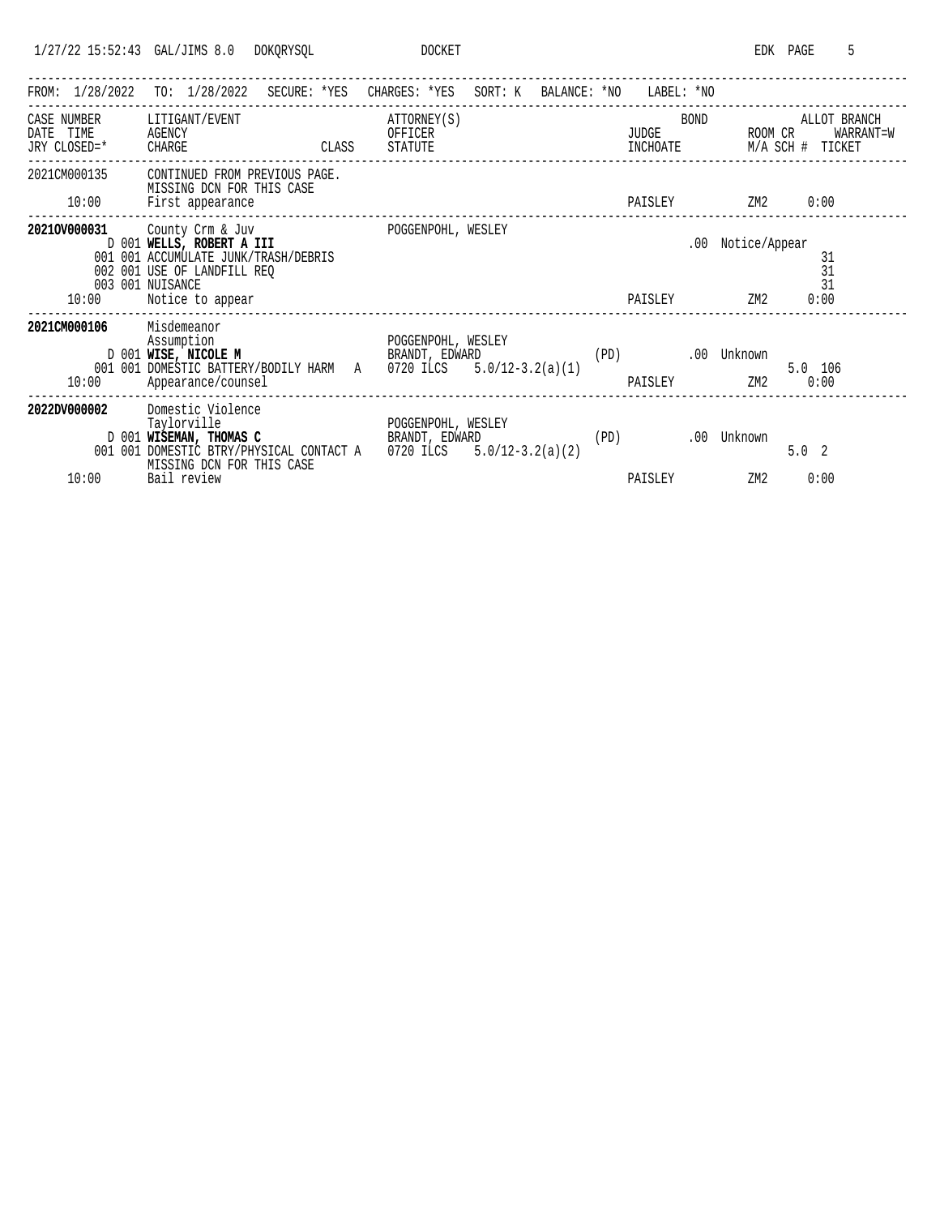FROM: 1/28/2022 TO: 1/28/2022 SECURE: *YES CHARGES: *YES SORT: K BALANCE: *NO LABEL: *NO

| CASE NUMBER DATE TIME JRY CLOSED=* | LITIGANT/EVENT AGENCY CHARGE | CLASS | ATTORNEY(S) OFFICER STATUTE | | BOND JUDGE INCHOATE | | ROOM CR M/A SCH # | ALLOT BRANCH WARRANT=W TICKET |
|---|---|---|---|---|---|---|---|---|
| 2021CM000135 | CONTINUED FROM PREVIOUS PAGE. MISSING DCN FOR THIS CASE | | | | | | | |
| 10:00 | First appearance | | | | PAISLEY | | ZM2 | 0:00 |
| **2021OV000031** | County Crm & Juv | | POGGENPOHL, WESLEY | | | | | |
| | D 001 **WELLS, ROBERT A III** | | | | | .00 Notice/Appear | | |
| | 001 001 ACCUMULATE JUNK/TRASH/DEBRIS | | | | | | | 31 |
| | 002 001 USE OF LANDFILL REQ | | | | | | | 31 |
| | 003 001 NUISANCE | | | | | | | 31 |
| 10:00 | Notice to appear | | | | PAISLEY | | ZM2 | 0:00 |
| **2021CM000106** | Misdemeanor | | | | | | | |
| | Assumption | | POGGENPOHL, WESLEY | | | | | |
| | D 001 **WISE, NICOLE M** | | BRANDT, EDWARD | (PD) | | .00 Unknown | | |
| | 001 001 DOMESTIC BATTERY/BODILY HARM | A | 0720 ILCS 5.0/12-3.2(a)(1) | | | | 5.0 106 | |
| 10:00 | Appearance/counsel | | | | PAISLEY | | ZM2 | 0:00 |
| **2022DV000002** | Domestic Violence | | | | | | | |
| | Taylorville | | POGGENPOHL, WESLEY | | | | | |
| | D 001 **WISEMAN, THOMAS C** | | BRANDT, EDWARD | (PD) | | .00 Unknown | | |
| | 001 001 DOMESTIC BTRY/PHYSICAL CONTACT | A | 0720 ILCS 5.0/12-3.2(a)(2) | | | | 5.0 2 | |
| | MISSING DCN FOR THIS CASE | | | | | | | |
| 10:00 | Bail review | | | | PAISLEY | | ZM2 | 0:00 |